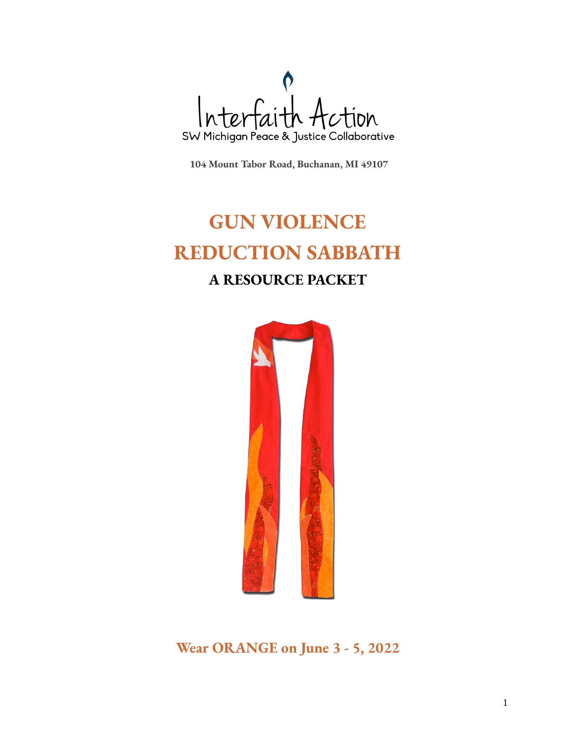Interfaith Action

SW Michigan Peace & Justice Collaborative

**104 Mount Tabor Road, Buchanan, MI 49107**

# GUN VIOLENCE REDUCTION SABBATH

## A RESOURCE PACKET

**Wear ORANGE on June 3 - 5, 2022**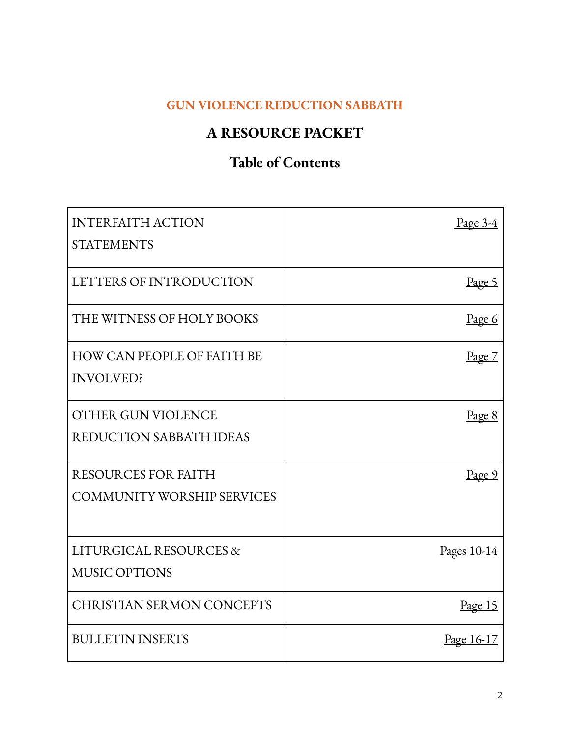**GUN VIOLENCE REDUCTION SABBATH**

## A RESOURCE PACKET

## Table of Contents

| | |
|---|---|
| INTERFAITH ACTION STATEMENTS | Page 3-4 |
| LETTERS OF INTRODUCTION | Page 5 |
| THE WITNESS OF HOLY BOOKS | Page 6 |
| HOW CAN PEOPLE OF FAITH BE INVOLVED? | Page 7 |
| OTHER GUN VIOLENCE REDUCTION SABBATH IDEAS | Page 8 |
| RESOURCES FOR FAITH COMMUNITY WORSHIP SERVICES | Page 9 |
| LITURGICAL RESOURCES & MUSIC OPTIONS | Pages 10-14 |
| CHRISTIAN SERMON CONCEPTS | Page 15 |
| BULLETIN INSERTS | Page 16-17 |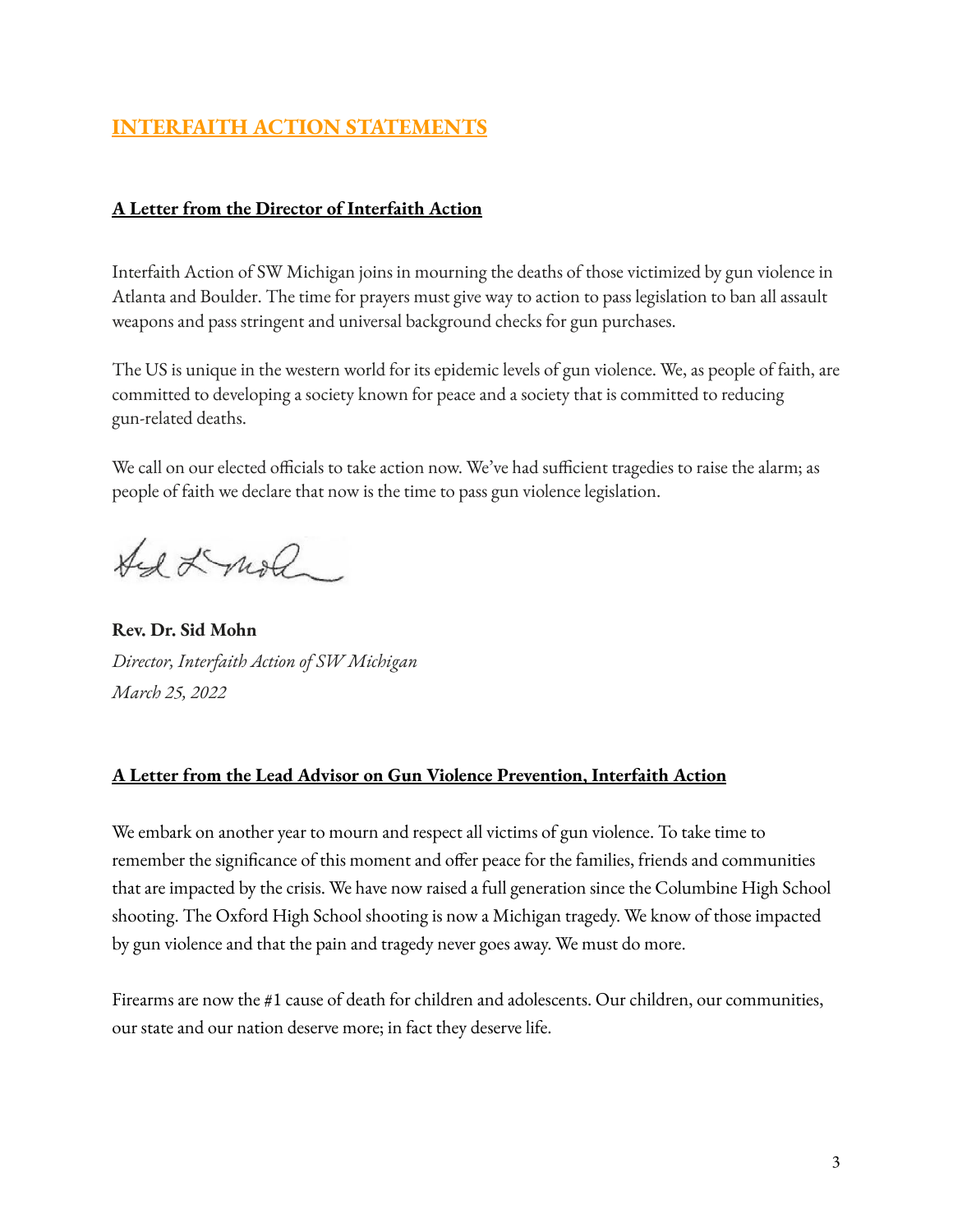# INTERFAITH ACTION STATEMENTS

## A Letter from the Director of Interfaith Action

Interfaith Action of SW Michigan joins in mourning the deaths of those victimized by gun violence in Atlanta and Boulder. The time for prayers must give way to action to pass legislation to ban all assault weapons and pass stringent and universal background checks for gun purchases.

The US is unique in the western world for its epidemic levels of gun violence. We, as people of faith, are committed to developing a society known for peace and a society that is committed to reducing gun-related deaths.

We call on our elected officials to take action now. We've had sufficient tragedies to raise the alarm; as people of faith we declare that now is the time to pass gun violence legislation.

**Rev. Dr. Sid Mohn**
*Director, Interfaith Action of SW Michigan*
*March 25, 2022*

## A Letter from the Lead Advisor on Gun Violence Prevention, Interfaith Action

We embark on another year to mourn and respect all victims of gun violence. To take time to remember the significance of this moment and offer peace for the families, friends and communities that are impacted by the crisis. We have now raised a full generation since the Columbine High School shooting. The Oxford High School shooting is now a Michigan tragedy. We know of those impacted by gun violence and that the pain and tragedy never goes away. We must do more.

Firearms are now the #1 cause of death for children and adolescents. Our children, our communities, our state and our nation deserve more; in fact they deserve life.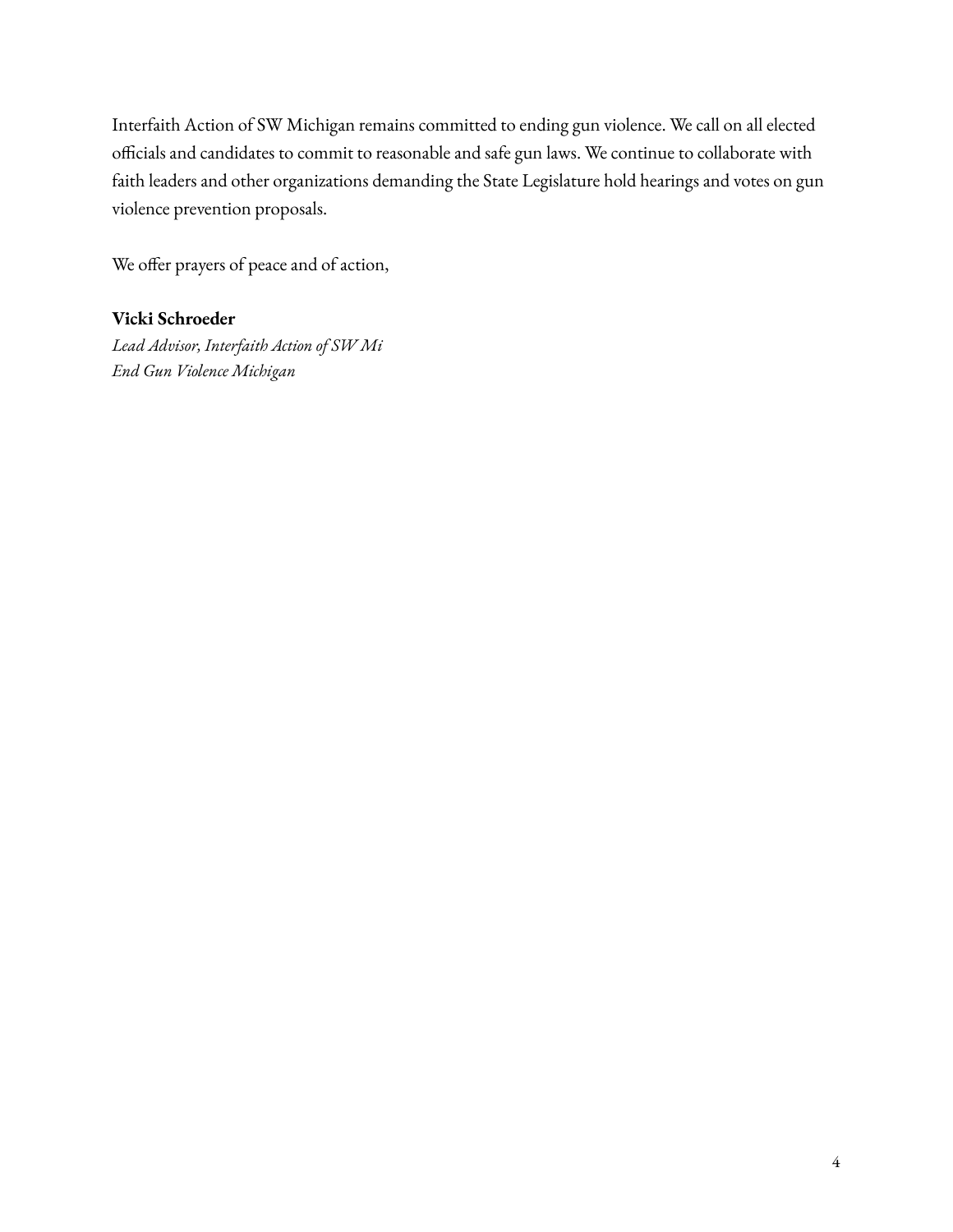Interfaith Action of SW Michigan remains committed to ending gun violence. We call on all elected officials and candidates to commit to reasonable and safe gun laws. We continue to collaborate with faith leaders and other organizations demanding the State Legislature hold hearings and votes on gun violence prevention proposals.

We offer prayers of peace and of action,

**Vicki Schroeder**
*Lead Advisor, Interfaith Action of SW Mi*
*End Gun Violence Michigan*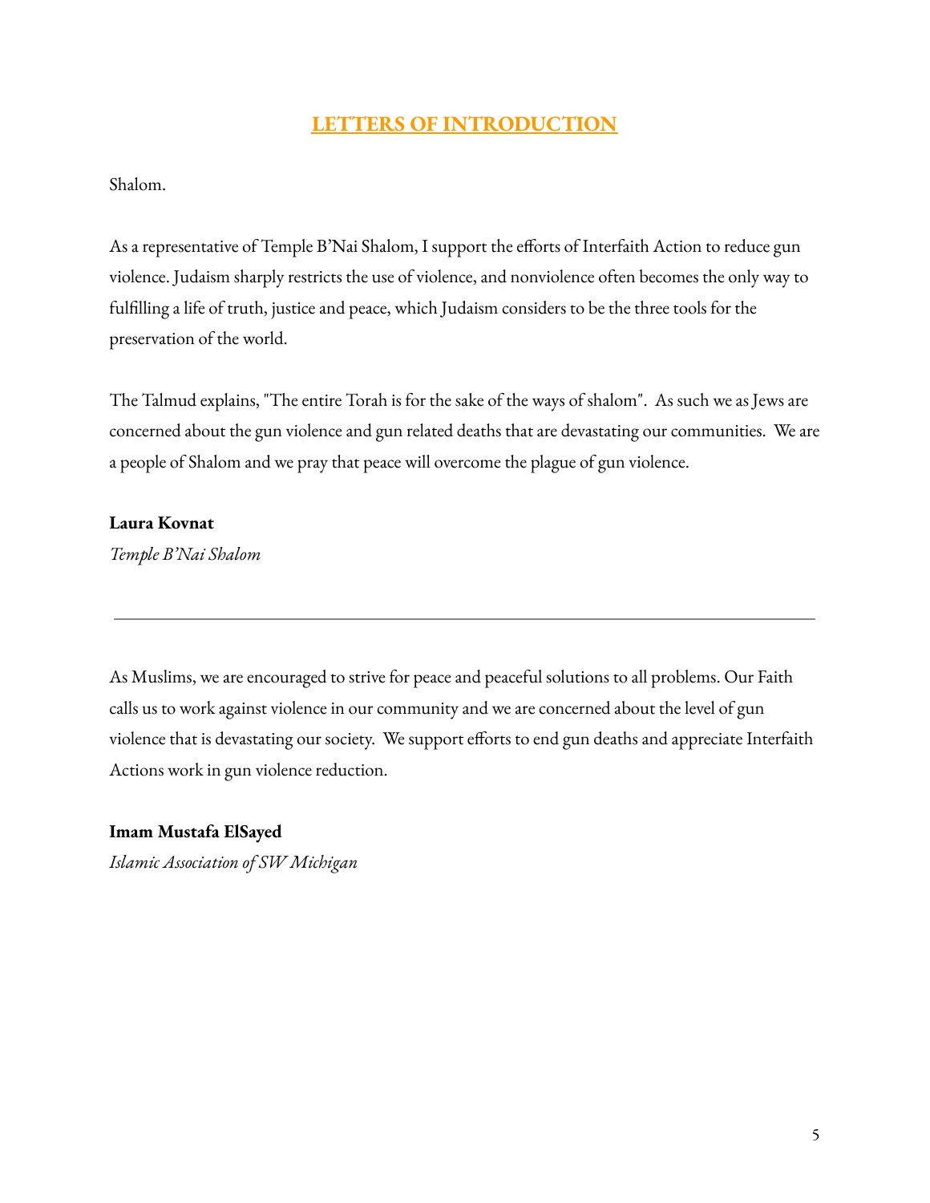## LETTERS OF INTRODUCTION

Shalom.

As a representative of Temple B'Nai Shalom, I support the efforts of Interfaith Action to reduce gun violence. Judaism sharply restricts the use of violence, and nonviolence often becomes the only way to fulfilling a life of truth, justice and peace, which Judaism considers to be the three tools for the preservation of the world.

The Talmud explains, "The entire Torah is for the sake of the ways of shalom". As such we as Jews are concerned about the gun violence and gun related deaths that are devastating our communities. We are a people of Shalom and we pray that peace will overcome the plague of gun violence.

**Laura Kovnat**
*Temple B'Nai Shalom*

---

As Muslims, we are encouraged to strive for peace and peaceful solutions to all problems. Our Faith calls us to work against violence in our community and we are concerned about the level of gun violence that is devastating our society. We support efforts to end gun deaths and appreciate Interfaith Actions work in gun violence reduction.

**Imam Mustafa ElSayed**
*Islamic Association of SW Michigan*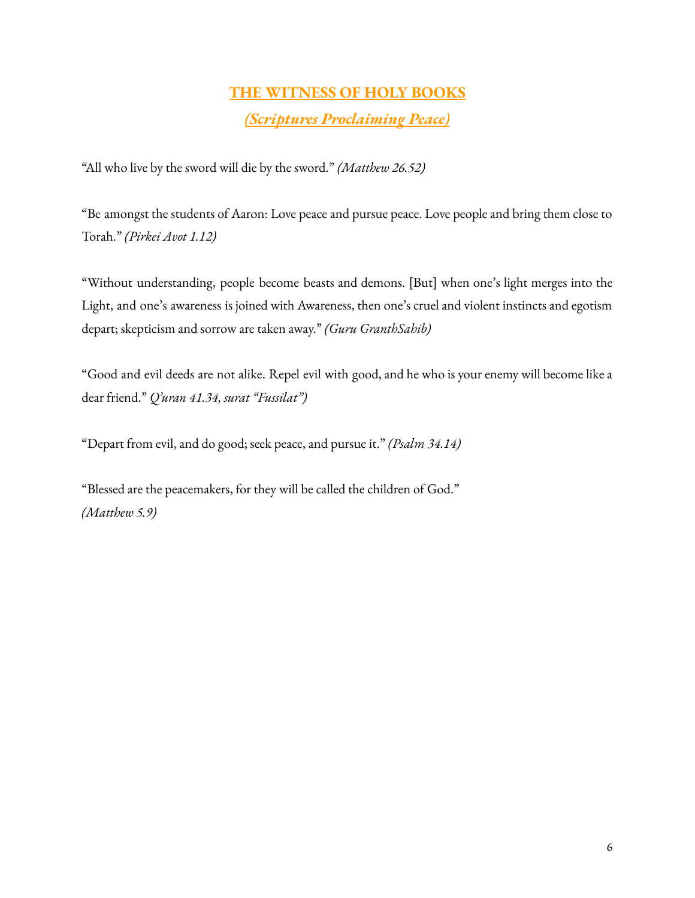## THE WITNESS OF HOLY BOOKS

### *(Scriptures Proclaiming Peace)*

"All who live by the sword will die by the sword." *(Matthew 26.52)*

"Be amongst the students of Aaron: Love peace and pursue peace. Love people and bring them close to Torah." *(Pirkei Avot 1.12)*

"Without understanding, people become beasts and demons. [But] when one's light merges into the Light, and one's awareness is joined with Awareness, then one's cruel and violent instincts and egotism depart; skepticism and sorrow are taken away." *(Guru GranthSahib)*

"Good and evil deeds are not alike. Repel evil with good, and he who is your enemy will become like a dear friend." *Q'uran 41.34, surat "Fussilat")*

"Depart from evil, and do good; seek peace, and pursue it." *(Psalm 34.14)*

"Blessed are the peacemakers, for they will be called the children of God."
*(Matthew 5.9)*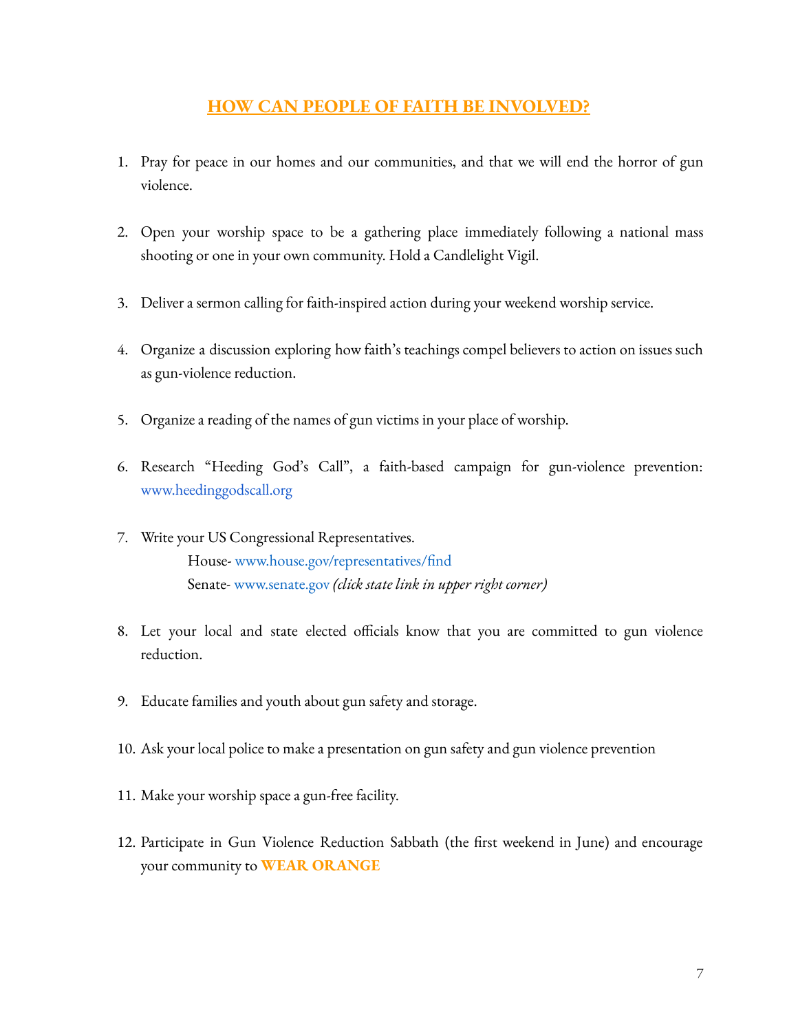## HOW CAN PEOPLE OF FAITH BE INVOLVED?

1. Pray for peace in our homes and our communities, and that we will end the horror of gun violence.

2. Open your worship space to be a gathering place immediately following a national mass shooting or one in your own community. Hold a Candlelight Vigil.

3. Deliver a sermon calling for faith-inspired action during your weekend worship service.

4. Organize a discussion exploring how faith's teachings compel believers to action on issues such as gun-violence reduction.

5. Organize a reading of the names of gun victims in your place of worship.

6. Research "Heeding God's Call", a faith-based campaign for gun-violence prevention: www.heedinggodscall.org

7. Write your US Congressional Representatives.
   House- www.house.gov/representatives/find
   Senate- www.senate.gov *(click state link in upper right corner)*

8. Let your local and state elected officials know that you are committed to gun violence reduction.

9. Educate families and youth about gun safety and storage.

10. Ask your local police to make a presentation on gun safety and gun violence prevention

11. Make your worship space a gun-free facility.

12. Participate in Gun Violence Reduction Sabbath (the first weekend in June) and encourage your community to **WEAR ORANGE**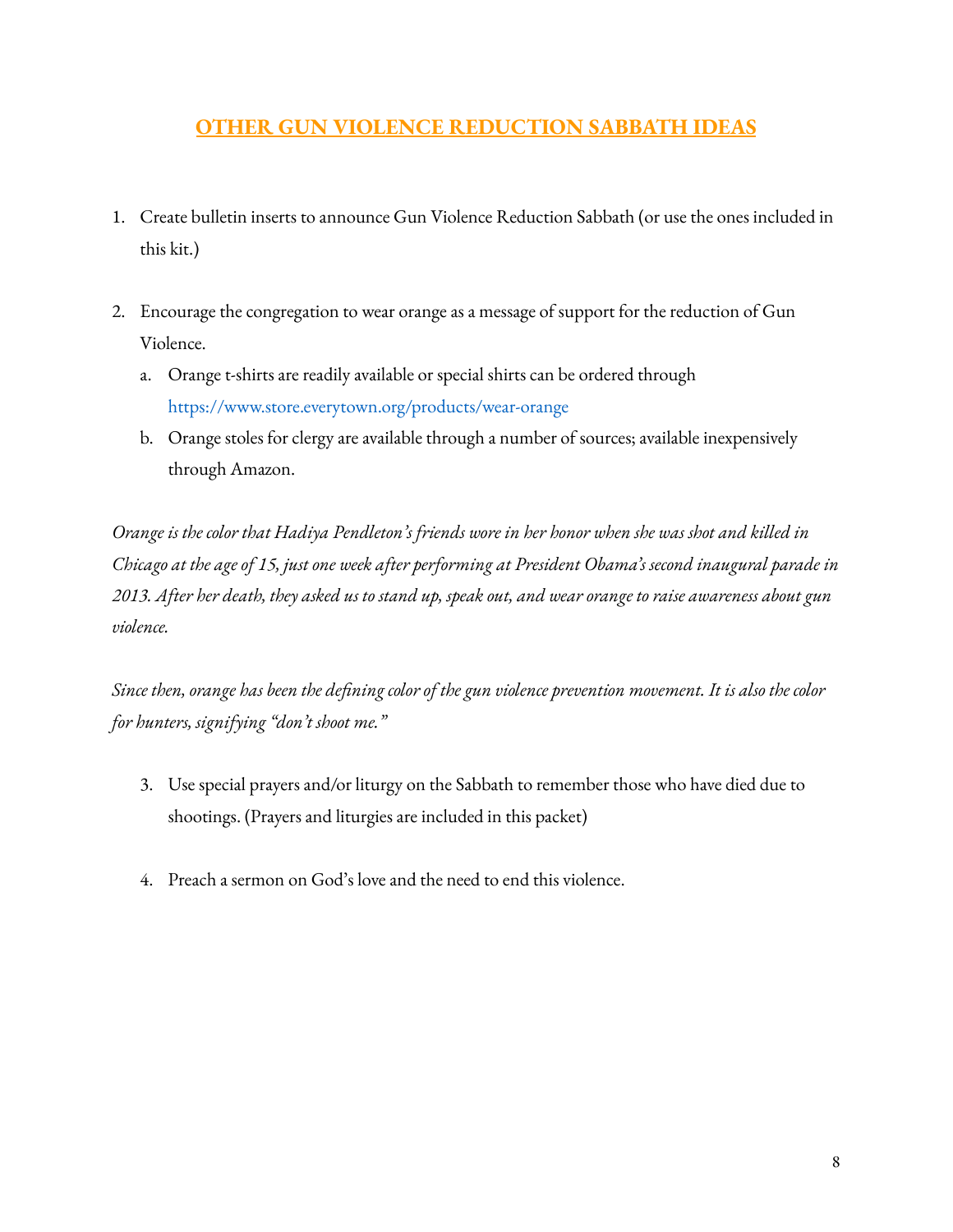## OTHER GUN VIOLENCE REDUCTION SABBATH IDEAS

1. Create bulletin inserts to announce Gun Violence Reduction Sabbath (or use the ones included in this kit.)

2. Encourage the congregation to wear orange as a message of support for the reduction of Gun Violence.
   a. Orange t-shirts are readily available or special shirts can be ordered through https://www.store.everytown.org/products/wear-orange
   b. Orange stoles for clergy are available through a number of sources; available inexpensively through Amazon.

*Orange is the color that Hadiya Pendleton's friends wore in her honor when she was shot and killed in Chicago at the age of 15, just one week after performing at President Obama's second inaugural parade in 2013. After her death, they asked us to stand up, speak out, and wear orange to raise awareness about gun violence.*

*Since then, orange has been the defining color of the gun violence prevention movement. It is also the color for hunters, signifying "don't shoot me."*

3. Use special prayers and/or liturgy on the Sabbath to remember those who have died due to shootings. (Prayers and liturgies are included in this packet)

4. Preach a sermon on God's love and the need to end this violence.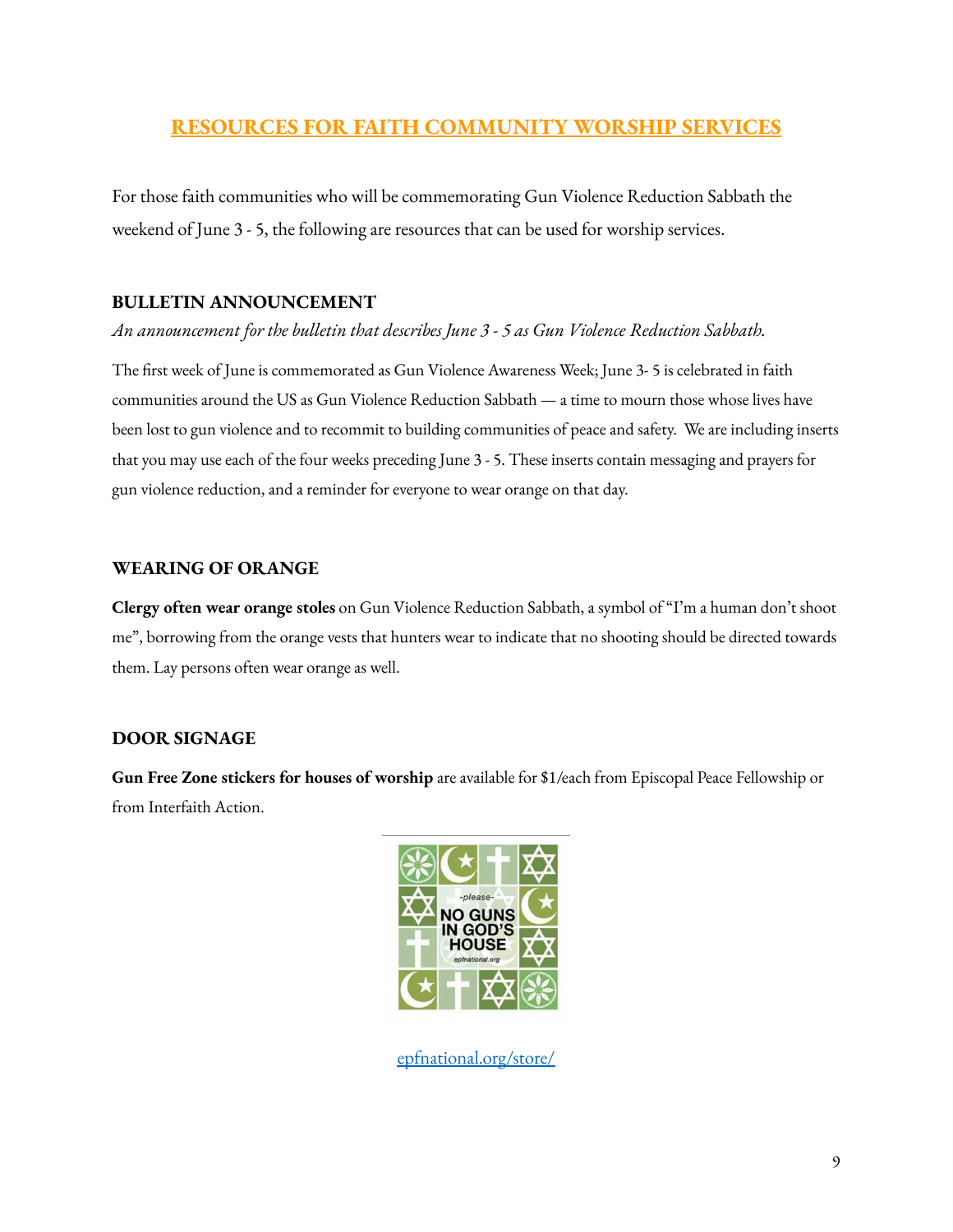## RESOURCES FOR FAITH COMMUNITY WORSHIP SERVICES

For those faith communities who will be commemorating Gun Violence Reduction Sabbath the weekend of June 3 - 5, the following are resources that can be used for worship services.

### BULLETIN ANNOUNCEMENT

*An announcement for the bulletin that describes June 3 - 5 as Gun Violence Reduction Sabbath.*

The first week of June is commemorated as Gun Violence Awareness Week; June 3- 5 is celebrated in faith communities around the US as Gun Violence Reduction Sabbath — a time to mourn those whose lives have been lost to gun violence and to recommit to building communities of peace and safety. We are including inserts that you may use each of the four weeks preceding June 3 - 5. These inserts contain messaging and prayers for gun violence reduction, and a reminder for everyone to wear orange on that day.

### WEARING OF ORANGE

**Clergy often wear orange stoles** on Gun Violence Reduction Sabbath, a symbol of "I'm a human don't shoot me", borrowing from the orange vests that hunters wear to indicate that no shooting should be directed towards them. Lay persons often wear orange as well.

### DOOR SIGNAGE

**Gun Free Zone stickers for houses of worship** are available for $1/each from Episcopal Peace Fellowship or from Interfaith Action.

-please- NO GUNS IN GOD'S HOUSE epfnational.org

epfnational.org/store/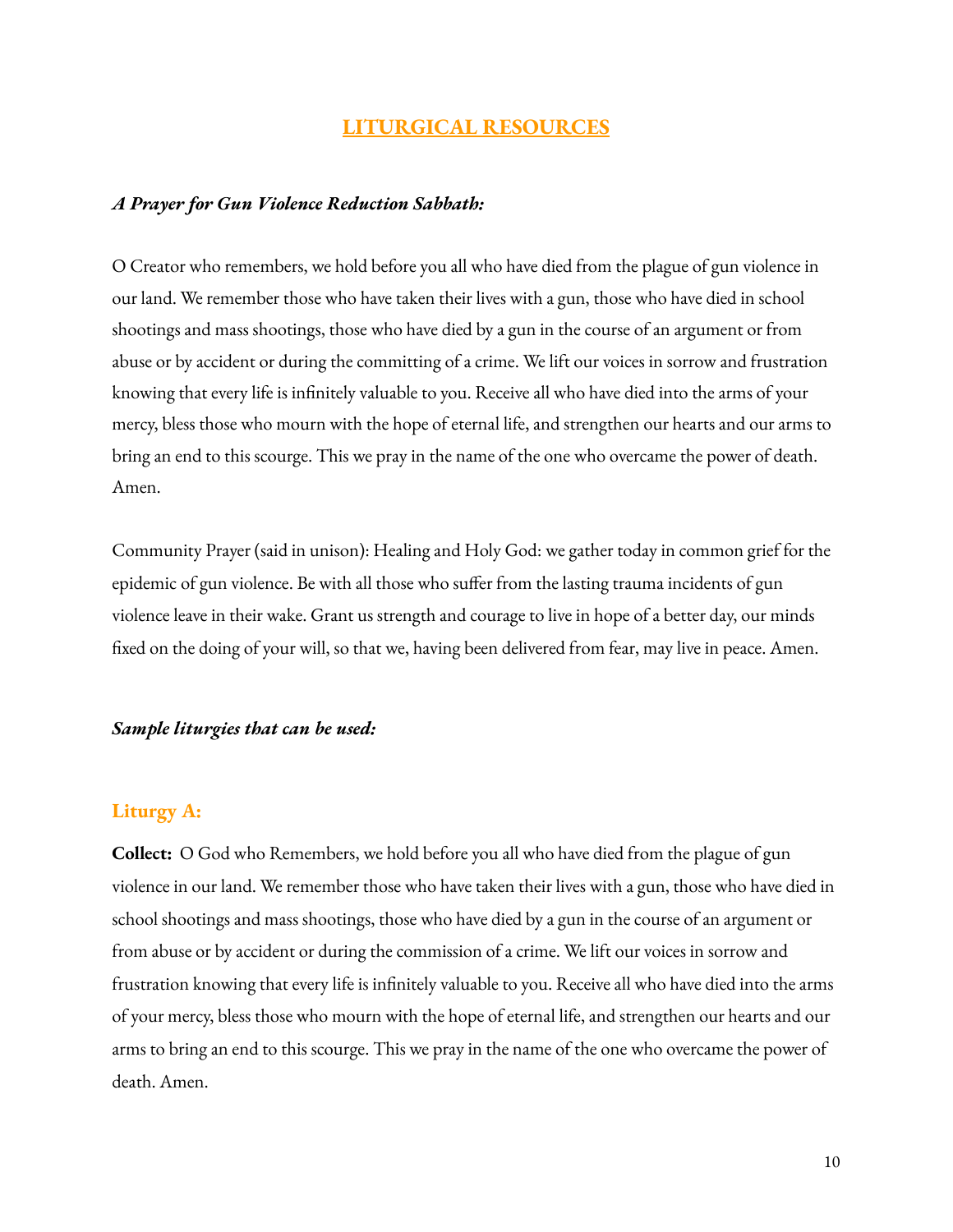## [LITURGICAL RESOURCES]

***A Prayer for Gun Violence Reduction Sabbath:***

O Creator who remembers, we hold before you all who have died from the plague of gun violence in our land. We remember those who have taken their lives with a gun, those who have died in school shootings and mass shootings, those who have died by a gun in the course of an argument or from abuse or by accident or during the committing of a crime. We lift our voices in sorrow and frustration knowing that every life is infinitely valuable to you. Receive all who have died into the arms of your mercy, bless those who mourn with the hope of eternal life, and strengthen our hearts and our arms to bring an end to this scourge. This we pray in the name of the one who overcame the power of death. Amen.

Community Prayer (said in unison): Healing and Holy God: we gather today in common grief for the epidemic of gun violence. Be with all those who suffer from the lasting trauma incidents of gun violence leave in their wake. Grant us strength and courage to live in hope of a better day, our minds fixed on the doing of your will, so that we, having been delivered from fear, may live in peace. Amen.

***Sample liturgies that can be used:***

### Liturgy A:

**Collect:** O God who Remembers, we hold before you all who have died from the plague of gun violence in our land. We remember those who have taken their lives with a gun, those who have died in school shootings and mass shootings, those who have died by a gun in the course of an argument or from abuse or by accident or during the commission of a crime. We lift our voices in sorrow and frustration knowing that every life is infinitely valuable to you. Receive all who have died into the arms of your mercy, bless those who mourn with the hope of eternal life, and strengthen our hearts and our arms to bring an end to this scourge. This we pray in the name of the one who overcame the power of death. Amen.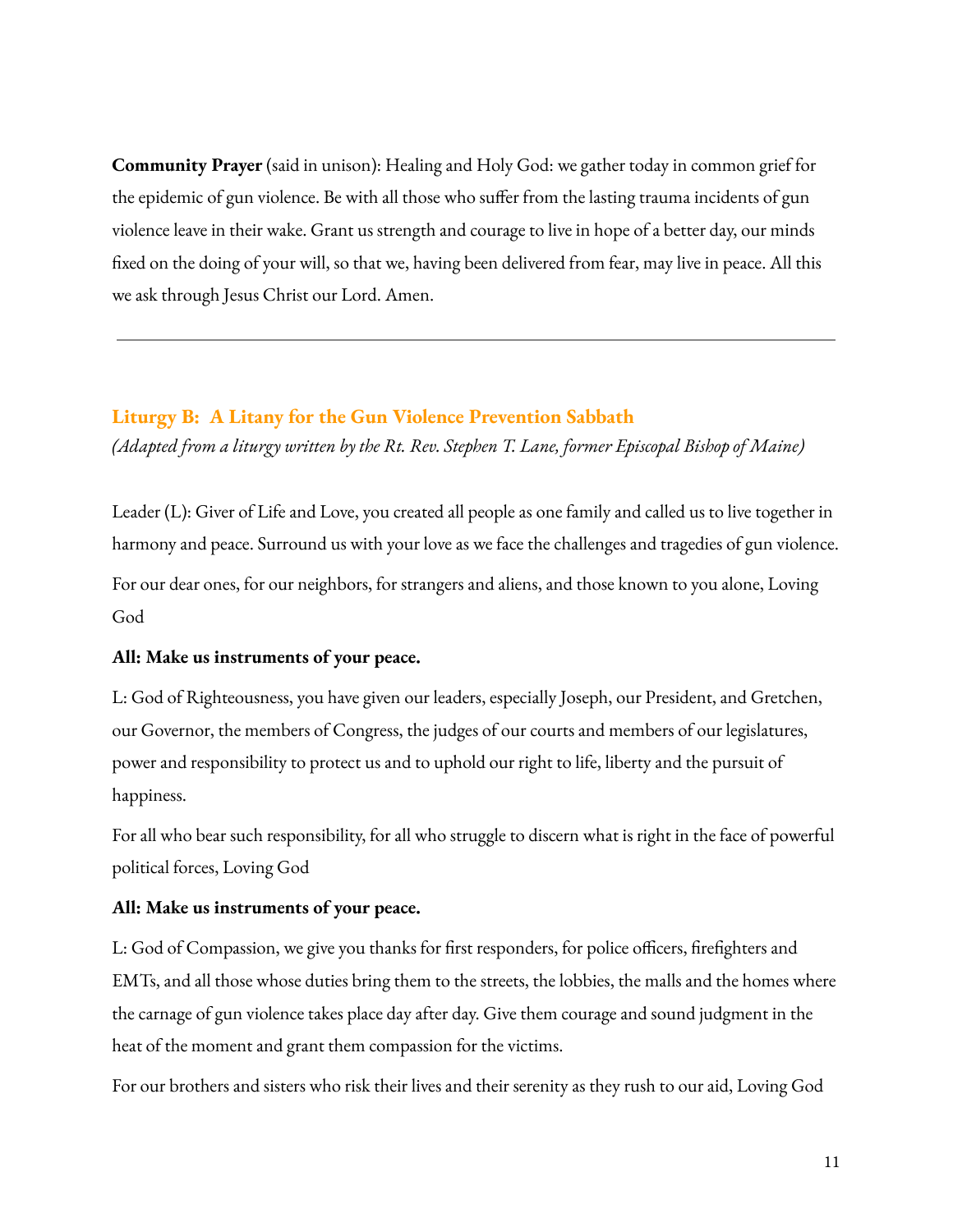**Community Prayer** (said in unison): Healing and Holy God: we gather today in common grief for the epidemic of gun violence. Be with all those who suffer from the lasting trauma incidents of gun violence leave in their wake. Grant us strength and courage to live in hope of a better day, our minds fixed on the doing of your will, so that we, having been delivered from fear, may live in peace. All this we ask through Jesus Christ our Lord. Amen.

---

## Liturgy B: A Litany for the Gun Violence Prevention Sabbath

*(Adapted from a liturgy written by the Rt. Rev. Stephen T. Lane, former Episcopal Bishop of Maine)*

Leader (L): Giver of Life and Love, you created all people as one family and called us to live together in harmony and peace. Surround us with your love as we face the challenges and tragedies of gun violence.

For our dear ones, for our neighbors, for strangers and aliens, and those known to you alone, Loving God

**All: Make us instruments of your peace.**

L: God of Righteousness, you have given our leaders, especially Joseph, our President, and Gretchen, our Governor, the members of Congress, the judges of our courts and members of our legislatures, power and responsibility to protect us and to uphold our right to life, liberty and the pursuit of happiness.

For all who bear such responsibility, for all who struggle to discern what is right in the face of powerful political forces, Loving God

**All: Make us instruments of your peace.**

L: God of Compassion, we give you thanks for first responders, for police officers, firefighters and EMTs, and all those whose duties bring them to the streets, the lobbies, the malls and the homes where the carnage of gun violence takes place day after day. Give them courage and sound judgment in the heat of the moment and grant them compassion for the victims.

For our brothers and sisters who risk their lives and their serenity as they rush to our aid, Loving God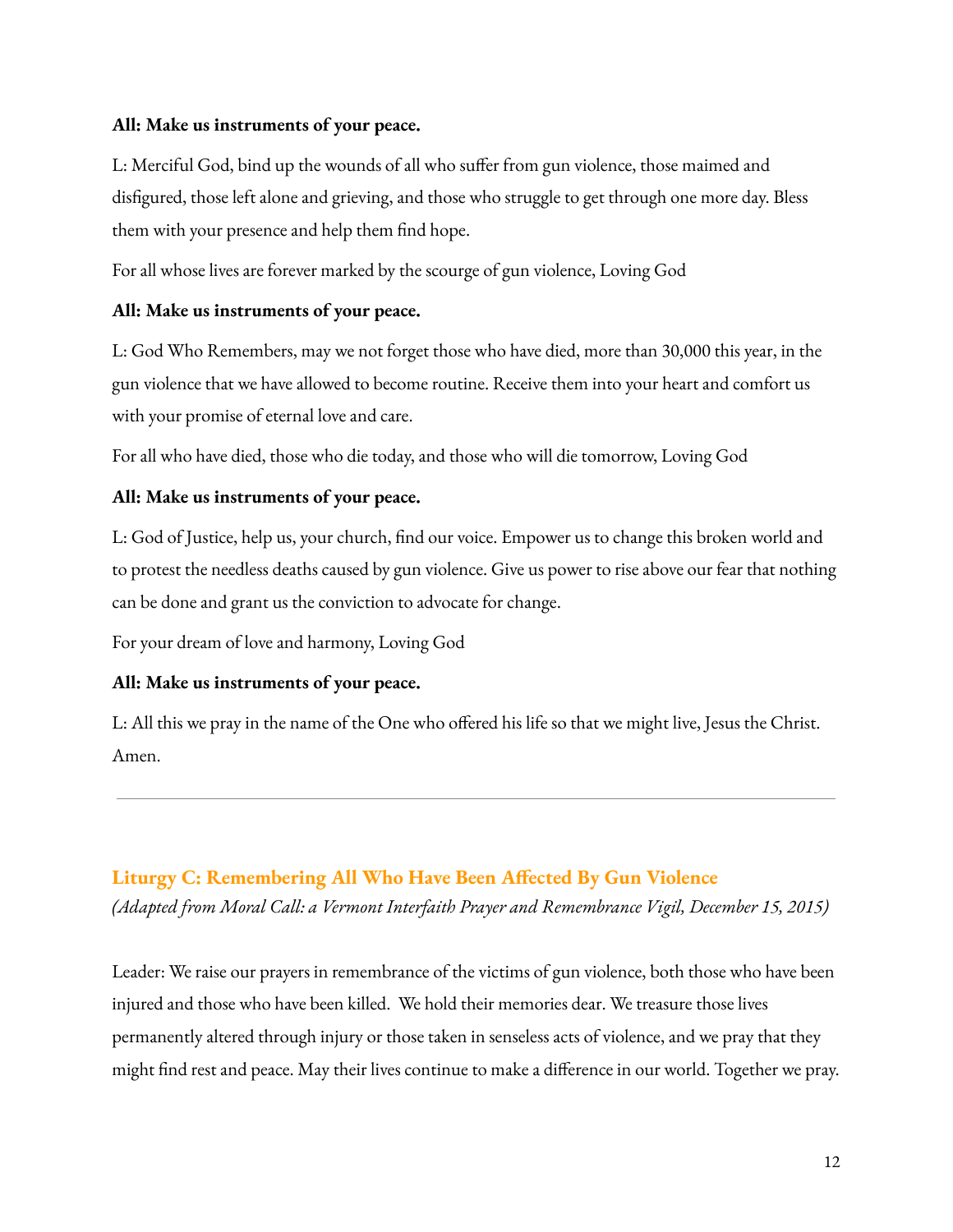**All: Make us instruments of your peace.**

L: Merciful God, bind up the wounds of all who suffer from gun violence, those maimed and disfigured, those left alone and grieving, and those who struggle to get through one more day. Bless them with your presence and help them find hope.

For all whose lives are forever marked by the scourge of gun violence, Loving God

**All: Make us instruments of your peace.**

L: God Who Remembers, may we not forget those who have died, more than 30,000 this year, in the gun violence that we have allowed to become routine. Receive them into your heart and comfort us with your promise of eternal love and care.

For all who have died, those who die today, and those who will die tomorrow, Loving God

**All: Make us instruments of your peace.**

L: God of Justice, help us, your church, find our voice. Empower us to change this broken world and to protest the needless deaths caused by gun violence. Give us power to rise above our fear that nothing can be done and grant us the conviction to advocate for change.

For your dream of love and harmony, Loving God

**All: Make us instruments of your peace.**

L: All this we pray in the name of the One who offered his life so that we might live, Jesus the Christ. Amen.

---

## Liturgy C: Remembering All Who Have Been Affected By Gun Violence

*(Adapted from Moral Call: a Vermont Interfaith Prayer and Remembrance Vigil, December 15, 2015)*

Leader: We raise our prayers in remembrance of the victims of gun violence, both those who have been injured and those who have been killed. We hold their memories dear. We treasure those lives permanently altered through injury or those taken in senseless acts of violence, and we pray that they might find rest and peace. May their lives continue to make a difference in our world. Together we pray.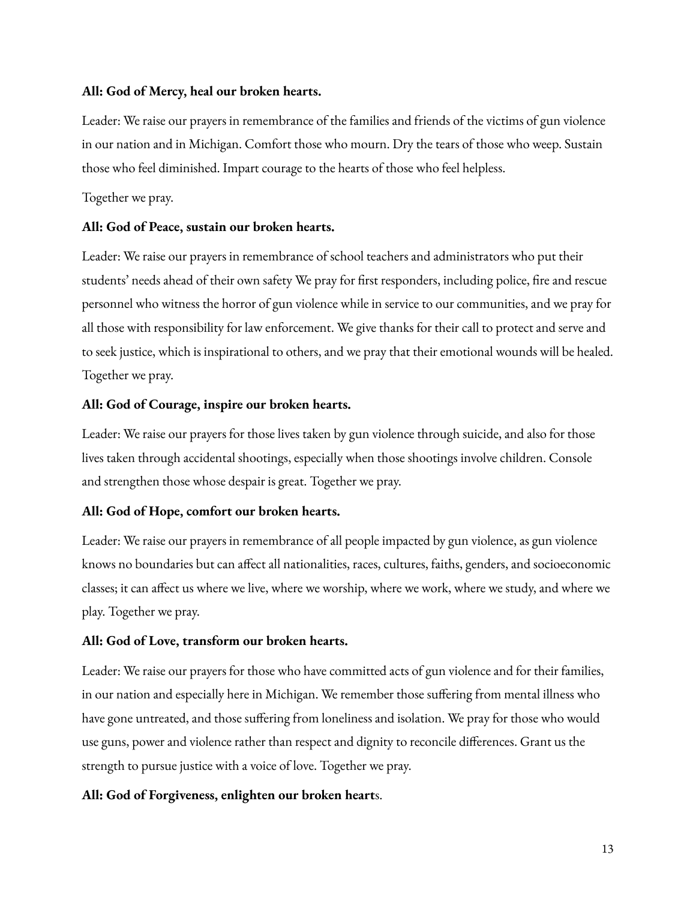**All: God of Mercy, heal our broken hearts.**

Leader: We raise our prayers in remembrance of the families and friends of the victims of gun violence in our nation and in Michigan. Comfort those who mourn. Dry the tears of those who weep. Sustain those who feel diminished. Impart courage to the hearts of those who feel helpless.

Together we pray.

**All: God of Peace, sustain our broken hearts.**

Leader: We raise our prayers in remembrance of school teachers and administrators who put their students' needs ahead of their own safety We pray for first responders, including police, fire and rescue personnel who witness the horror of gun violence while in service to our communities, and we pray for all those with responsibility for law enforcement. We give thanks for their call to protect and serve and to seek justice, which is inspirational to others, and we pray that their emotional wounds will be healed. Together we pray.

**All: God of Courage, inspire our broken hearts.**

Leader: We raise our prayers for those lives taken by gun violence through suicide, and also for those lives taken through accidental shootings, especially when those shootings involve children. Console and strengthen those whose despair is great. Together we pray.

**All: God of Hope, comfort our broken hearts.**

Leader: We raise our prayers in remembrance of all people impacted by gun violence, as gun violence knows no boundaries but can affect all nationalities, races, cultures, faiths, genders, and socioeconomic classes; it can affect us where we live, where we worship, where we work, where we study, and where we play. Together we pray.

**All: God of Love, transform our broken hearts.**

Leader: We raise our prayers for those who have committed acts of gun violence and for their families, in our nation and especially here in Michigan. We remember those suffering from mental illness who have gone untreated, and those suffering from loneliness and isolation. We pray for those who would use guns, power and violence rather than respect and dignity to reconcile differences. Grant us the strength to pursue justice with a voice of love. Together we pray.

**All: God of Forgiveness, enlighten our broken heart**s.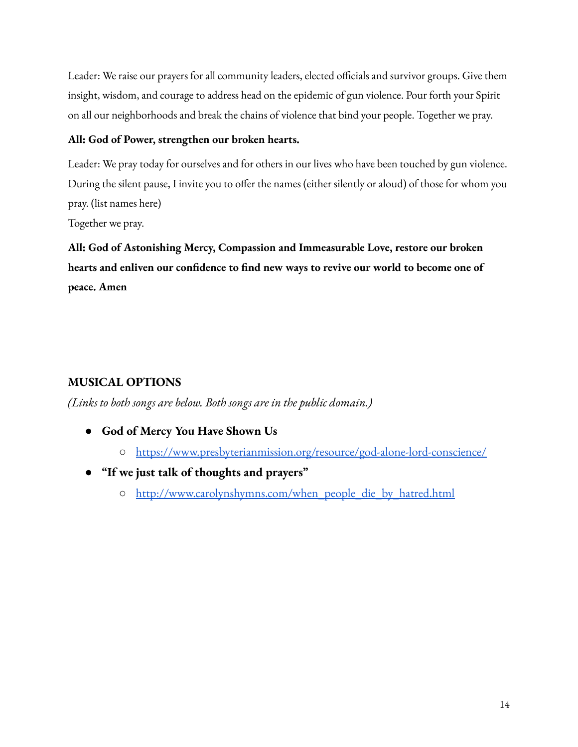Leader: We raise our prayers for all community leaders, elected officials and survivor groups. Give them insight, wisdom, and courage to address head on the epidemic of gun violence. Pour forth your Spirit on all our neighborhoods and break the chains of violence that bind your people. Together we pray.

**All: God of Power, strengthen our broken hearts.**

Leader: We pray today for ourselves and for others in our lives who have been touched by gun violence. During the silent pause, I invite you to offer the names (either silently or aloud) of those for whom you pray. (list names here)
Together we pray.

**All: God of Astonishing Mercy, Compassion and Immeasurable Love, restore our broken hearts and enliven our confidence to find new ways to revive our world to become one of peace. Amen**

## MUSICAL OPTIONS

*(Links to both songs are below. Both songs are in the public domain.)*

- **God of Mercy You Have Shown Us**
  - https://www.presbyterianmission.org/resource/god-alone-lord-conscience/
- **"If we just talk of thoughts and prayers"**
  - http://www.carolynshymns.com/when_people_die_by_hatred.html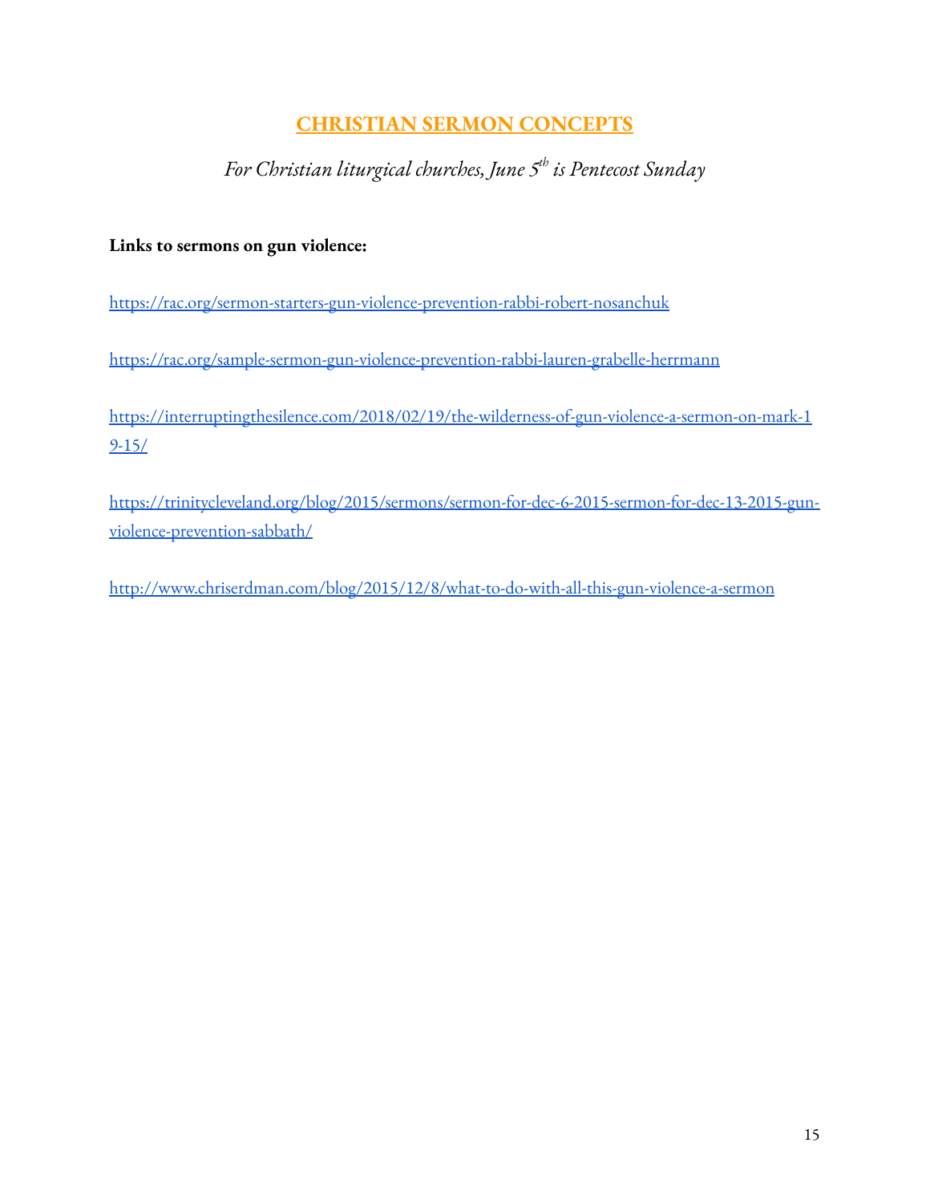## [CHRISTIAN SERMON CONCEPTS]

*For Christian liturgical churches, June 5th is Pentecost Sunday*

**Links to sermons on gun violence:**

https://rac.org/sermon-starters-gun-violence-prevention-rabbi-robert-nosanchuk

https://rac.org/sample-sermon-gun-violence-prevention-rabbi-lauren-grabelle-herrmann

https://interruptingthesilence.com/2018/02/19/the-wilderness-of-gun-violence-a-sermon-on-mark-19-15/

https://trinitycleveland.org/blog/2015/sermons/sermon-for-dec-6-2015-sermon-for-dec-13-2015-gun-violence-prevention-sabbath/

http://www.chriserdman.com/blog/2015/12/8/what-to-do-with-all-this-gun-violence-a-sermon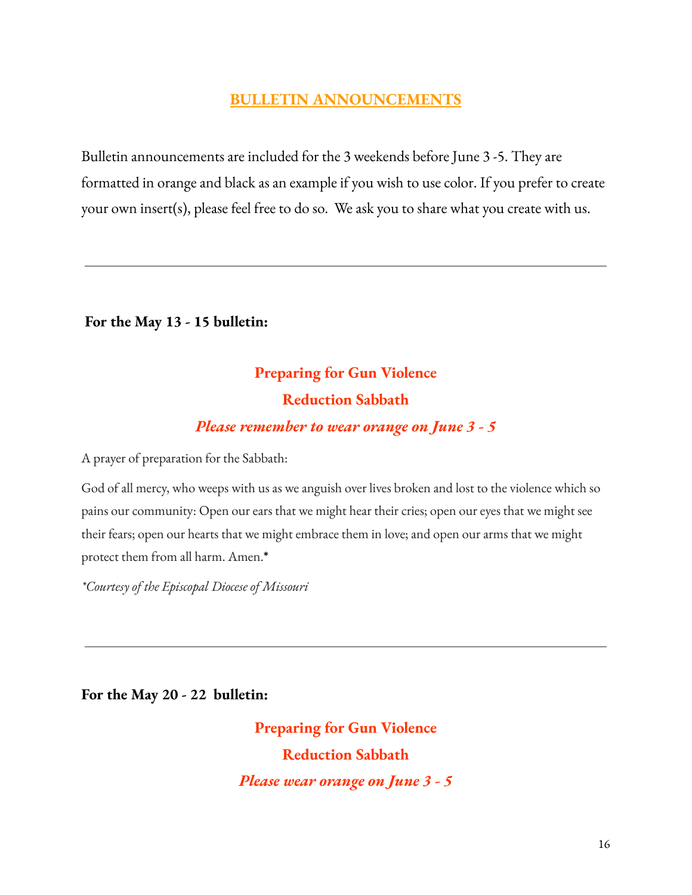## BULLETIN ANNOUNCEMENTS

Bulletin announcements are included for the 3 weekends before June 3 -5. They are formatted in orange and black as an example if you wish to use color. If you prefer to create your own insert(s), please feel free to do so.  We ask you to share what you create with us.

---

**For the May 13 - 15 bulletin:**

**Preparing for Gun Violence Reduction Sabbath**

***Please remember to wear orange on June 3 - 5***

A prayer of preparation for the Sabbath:

God of all mercy, who weeps with us as we anguish over lives broken and lost to the violence which so pains our community: Open our ears that we might hear their cries; open our eyes that we might see their fears; open our hearts that we might embrace them in love; and open our arms that we might protect them from all harm. Amen.*

*\*Courtesy of the Episcopal Diocese of Missouri*

---

**For the May 20 - 22  bulletin:**

**Preparing for Gun Violence Reduction Sabbath**

***Please wear orange on June 3 - 5***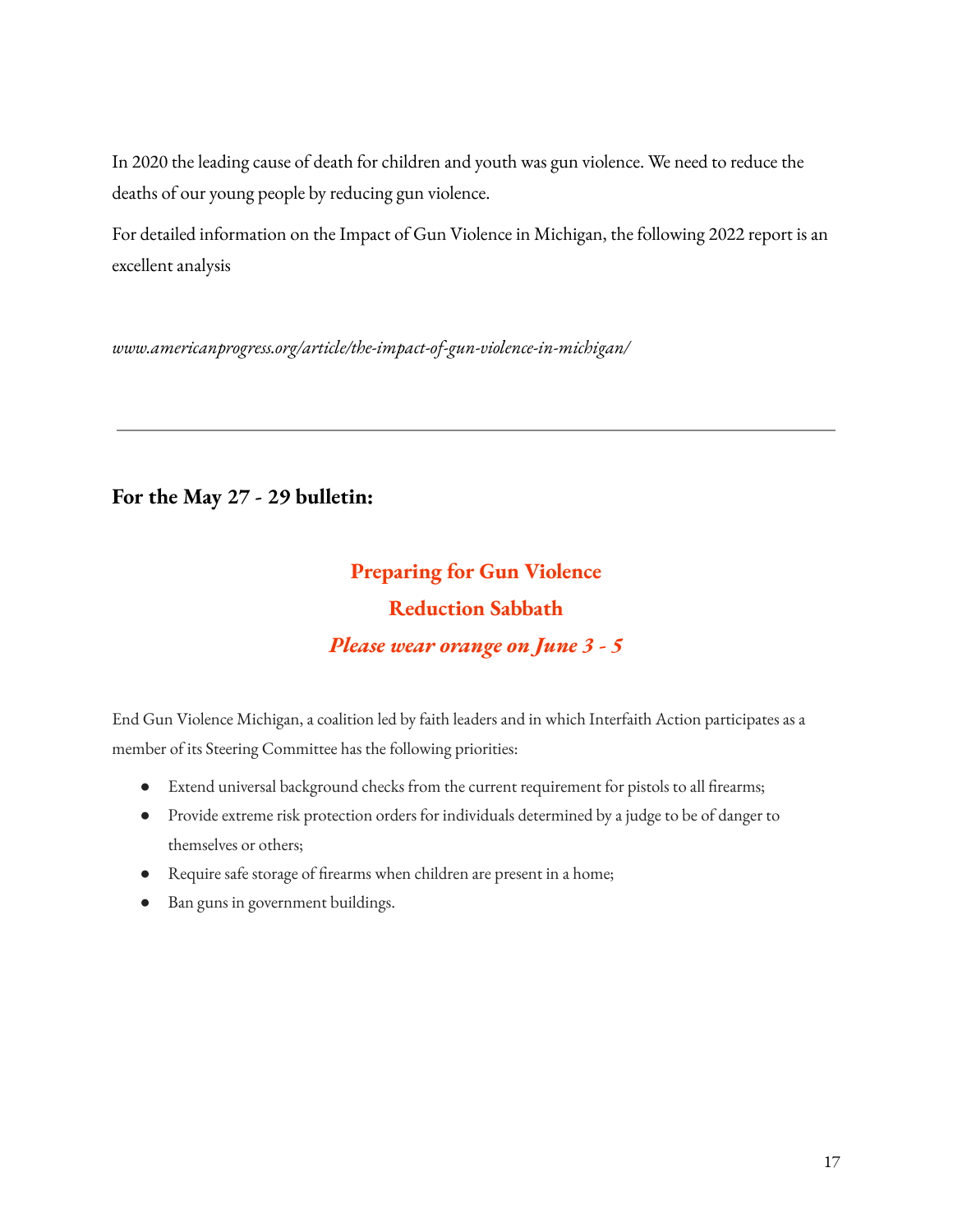In 2020 the leading cause of death for children and youth was gun violence. We need to reduce the deaths of our young people by reducing gun violence.

For detailed information on the Impact of Gun Violence in Michigan, the following 2022 report is an excellent analysis

*www.americanprogress.org/article/the-impact-of-gun-violence-in-michigan/*

---

### For the May 27 - 29 bulletin:

## Preparing for Gun Violence Reduction Sabbath

***Please wear orange on June 3 - 5***

End Gun Violence Michigan, a coalition led by faith leaders and in which Interfaith Action participates as a member of its Steering Committee has the following priorities:

- Extend universal background checks from the current requirement for pistols to all firearms;
- Provide extreme risk protection orders for individuals determined by a judge to be of danger to themselves or others;
- Require safe storage of firearms when children are present in a home;
- Ban guns in government buildings.